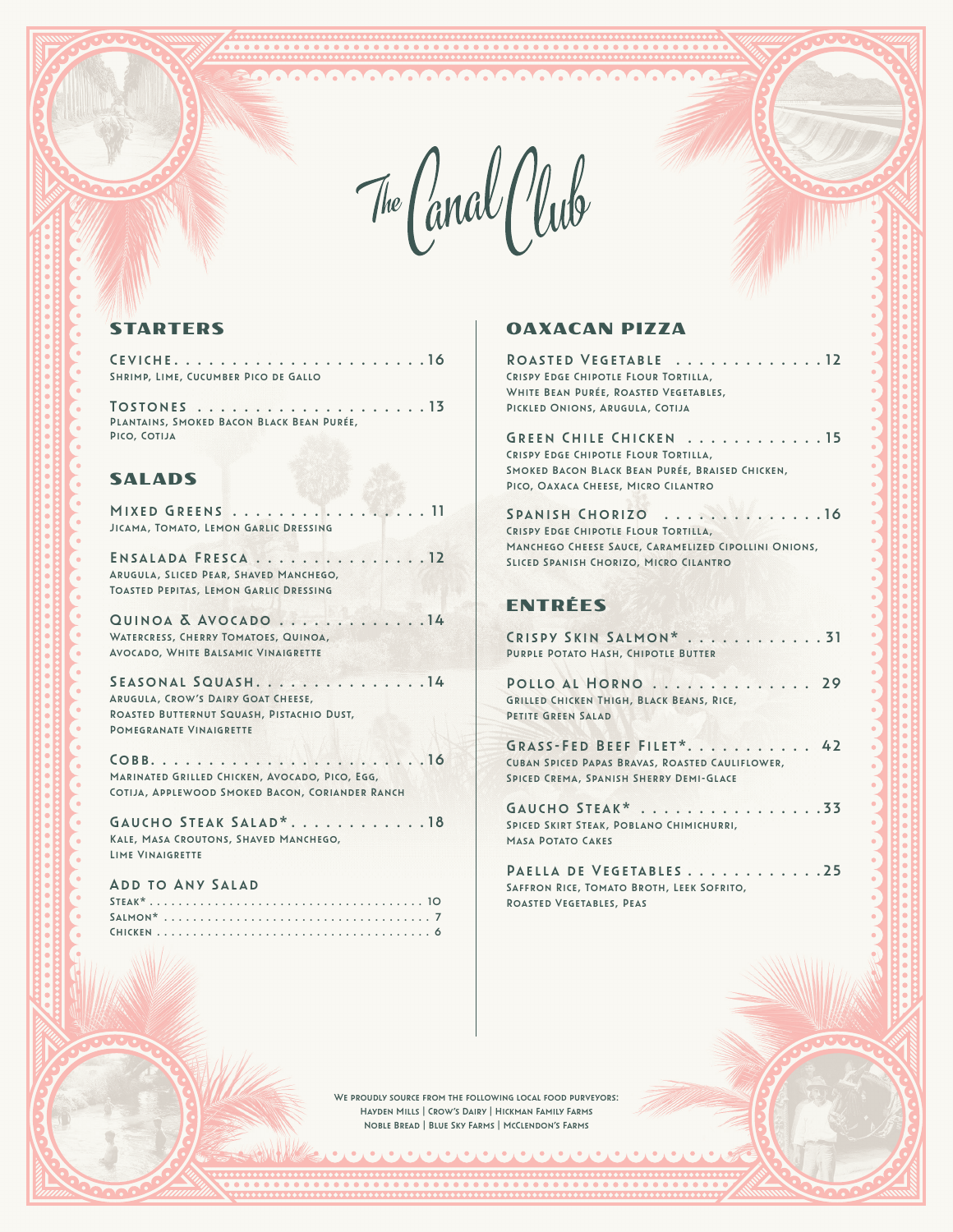# The Canal Club

## Starters

**Ceviche** . . . . . . . . . . . . . . . . . . . . . 16
Shrimp, Lime, Cucumber Pico de Gallo

**Tostones** . . . . . . . . . . . . . . . . . . . . 13
Plantains, Smoked Bacon Black Bean Purée, Pico, Cotija

## Salads

**Mixed Greens** . . . . . . . . . . . . . . . . . 11
Jicama, Tomato, Lemon Garlic Dressing

**Ensalada Fresca** . . . . . . . . . . . . . . . 12
Arugula, Sliced Pear, Shaved Manchego, Toasted Pepitas, Lemon Garlic Dressing

**Quinoa & Avocado** . . . . . . . . . . . . . 14
Watercress, Cherry Tomatoes, Quinoa, Avocado, White Balsamic Vinaigrette

**Seasonal Squash** . . . . . . . . . . . . . . . 14
Arugula, Crow's Dairy Goat Cheese, Roasted Butternut Squash, Pistachio Dust, Pomegranate Vinaigrette

**Cobb** . . . . . . . . . . . . . . . . . . . . . . . 16
Marinated Grilled Chicken, Avocado, Pico, Egg, Cotija, Applewood Smoked Bacon, Coriander Ranch

**Gaucho Steak Salad*** . . . . . . . . . . . 18
Kale, Masa Croutons, Shaved Manchego, Lime Vinaigrette

### Add to Any Salad

Steak* . . . . . . . . . . . . . . . . . . . . . . . 10
Salmon* . . . . . . . . . . . . . . . . . . . . . . 7
Chicken . . . . . . . . . . . . . . . . . . . . . . 6

## Oaxacan Pizza

**Roasted Vegetable** . . . . . . . . . . . . . 12
Crispy Edge Chipotle Flour Tortilla, White Bean Purée, Roasted Vegetables, Pickled Onions, Arugula, Cotija

**Green Chile Chicken** . . . . . . . . . . . . 15
Crispy Edge Chipotle Flour Tortilla, Smoked Bacon Black Bean Purée, Braised Chicken, Pico, Oaxaca Cheese, Micro Cilantro

**Spanish Chorizo** . . . . . . . . . . . . . . 16
Crispy Edge Chipotle Flour Tortilla, Manchego Cheese Sauce, Caramelized Cipollini Onions, Sliced Spanish Chorizo, Micro Cilantro

## Entrées

**Crispy Skin Salmon*** . . . . . . . . . . . . 31
Purple Potato Hash, Chipotle Butter

**Pollo al Horno** . . . . . . . . . . . . . . . 29
Grilled Chicken Thigh, Black Beans, Rice, Petite Green Salad

**Grass-Fed Beef Filet*** . . . . . . . . . . . 42
Cuban Spiced Papas Bravas, Roasted Cauliflower, Spiced Crema, Spanish Sherry Demi-Glace

**Gaucho Steak*** . . . . . . . . . . . . . . . . 33
Spiced Skirt Steak, Poblano Chimichurri, Masa Potato Cakes

**Paella de Vegetables** . . . . . . . . . . . . 25
Saffron Rice, Tomato Broth, Leek Sofrito, Roasted Vegetables, Peas

We proudly source from the following local food purveyors:
Hayden Mills | Crow's Dairy | Hickman Family Farms
Noble Bread | Blue Sky Farms | McClendon's Farms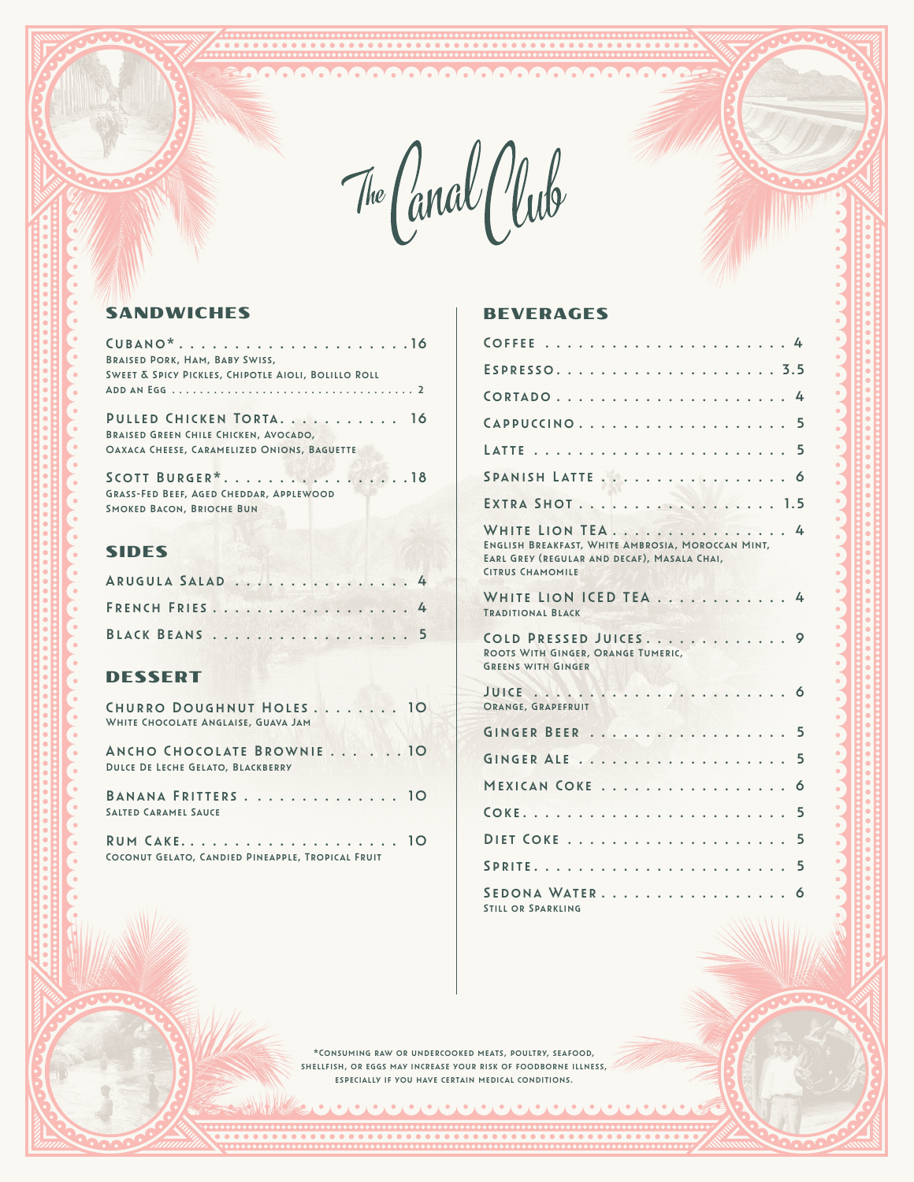# The Canal Club

## Sandwiches

**Cubano*** . . . . . . . . . . . . . . . . . . . . . 16
Braised Pork, Ham, Baby Swiss, Sweet & Spicy Pickles, Chipotle Aioli, Bolillo Roll
Add an Egg . . . . . . . . . . . . . . . . . . . . . . . 2

**Pulled Chicken Torta** . . . . . . . . . . . 16
Braised Green Chile Chicken, Avocado, Oaxaca Cheese, Caramelized Onions, Baguette

**Scott Burger*** . . . . . . . . . . . . . . . . 18
Grass-Fed Beef, Aged Cheddar, Applewood Smoked Bacon, Brioche Bun

## Sides

**Arugula Salad** . . . . . . . . . . . . . . . 4

**French Fries** . . . . . . . . . . . . . . . . . 4

**Black Beans** . . . . . . . . . . . . . . . . . 5

## Dessert

**Churro Doughnut Holes** . . . . . . . . 10
White Chocolate Anglaise, Guava Jam

**Ancho Chocolate Brownie** . . . . . . 10
Dulce De Leche Gelato, Blackberry

**Banana Fritters** . . . . . . . . . . . . . 10
Salted Caramel Sauce

**Rum Cake** . . . . . . . . . . . . . . . . . . . 10
Coconut Gelato, Candied Pineapple, Tropical Fruit

## Beverages

**Coffee** . . . . . . . . . . . . . . . . . . . . . 4

**Espresso** . . . . . . . . . . . . . . . . . . . 3.5

**Cortado** . . . . . . . . . . . . . . . . . . . . 4

**Cappuccino** . . . . . . . . . . . . . . . . . 5

**Latte** . . . . . . . . . . . . . . . . . . . . . . 5

**Spanish Latte** . . . . . . . . . . . . . . . 6

**Extra Shot** . . . . . . . . . . . . . . . . . 1.5

**White Lion Tea** . . . . . . . . . . . . . . 4
English Breakfast, White Ambrosia, Moroccan Mint, Earl Grey (Regular and Decaf), Masala Chai, Citrus Chamomile

**White Lion Iced Tea** . . . . . . . . . . 4
Traditional Black

**Cold Pressed Juices** . . . . . . . . . . 9
Roots With Ginger, Orange Tumeric, Greens With Ginger

**Juice** . . . . . . . . . . . . . . . . . . . . . . 6
Orange, Grapefruit

**Ginger Beer** . . . . . . . . . . . . . . . . 5

**Ginger Ale** . . . . . . . . . . . . . . . . . 5

**Mexican Coke** . . . . . . . . . . . . . . . 6

**Coke** . . . . . . . . . . . . . . . . . . . . . . 5

**Diet Coke** . . . . . . . . . . . . . . . . . . 5

**Sprite** . . . . . . . . . . . . . . . . . . . . . 5

**Sedona Water** . . . . . . . . . . . . . . . 6
Still or Sparkling

*Consuming raw or undercooked meats, poultry, seafood, shellfish, or eggs may increase your risk of foodborne illness, especially if you have certain medical conditions.